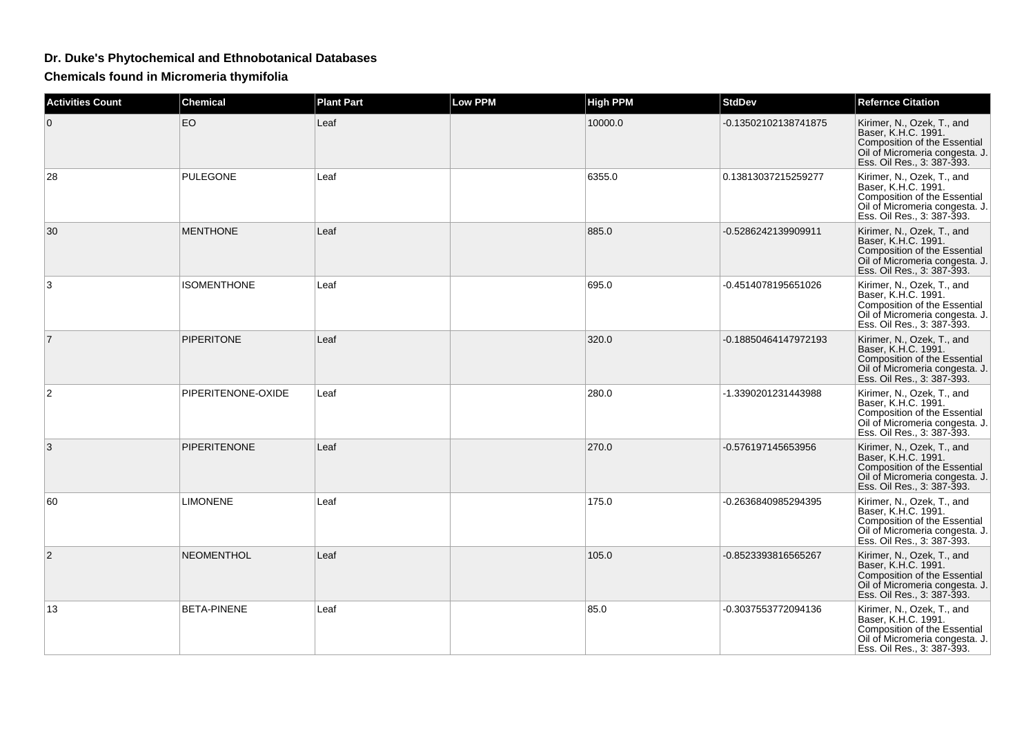## Dr. Duke's Phytochemical and Ethnobotanical Databases

### Chemicals found in Micromeria thymifolia

| Activities Count | Chemical | Plant Part | Low PPM | High PPM | StdDev | Refernce Citation |
|---|---|---|---|---|---|---|
| 0 | EO | Leaf | | 10000.0 | -0.13502102138741875 | Kirimer, N., Ozek, T., and Baser, K.H.C. 1991. Composition of the Essential Oil of Micromeria congesta. J. Ess. Oil Res., 3: 387-393. |
| 28 | PULEGONE | Leaf | | 6355.0 | 0.13813037215259277 | Kirimer, N., Ozek, T., and Baser, K.H.C. 1991. Composition of the Essential Oil of Micromeria congesta. J. Ess. Oil Res., 3: 387-393. |
| 30 | MENTHONE | Leaf | | 885.0 | -0.5286242139909911 | Kirimer, N., Ozek, T., and Baser, K.H.C. 1991. Composition of the Essential Oil of Micromeria congesta. J. Ess. Oil Res., 3: 387-393. |
| 3 | ISOMENTHONE | Leaf | | 695.0 | -0.4514078195651026 | Kirimer, N., Ozek, T., and Baser, K.H.C. 1991. Composition of the Essential Oil of Micromeria congesta. J. Ess. Oil Res., 3: 387-393. |
| 7 | PIPERITONE | Leaf | | 320.0 | -0.18850464147972193 | Kirimer, N., Ozek, T., and Baser, K.H.C. 1991. Composition of the Essential Oil of Micromeria congesta. J. Ess. Oil Res., 3: 387-393. |
| 2 | PIPERITENONE-OXIDE | Leaf | | 280.0 | -1.3390201231443988 | Kirimer, N., Ozek, T., and Baser, K.H.C. 1991. Composition of the Essential Oil of Micromeria congesta. J. Ess. Oil Res., 3: 387-393. |
| 3 | PIPERITENONE | Leaf | | 270.0 | -0.576197145653956 | Kirimer, N., Ozek, T., and Baser, K.H.C. 1991. Composition of the Essential Oil of Micromeria congesta. J. Ess. Oil Res., 3: 387-393. |
| 60 | LIMONENE | Leaf | | 175.0 | -0.2636840985294395 | Kirimer, N., Ozek, T., and Baser, K.H.C. 1991. Composition of the Essential Oil of Micromeria congesta. J. Ess. Oil Res., 3: 387-393. |
| 2 | NEOMENTHOL | Leaf | | 105.0 | -0.8523393816565267 | Kirimer, N., Ozek, T., and Baser, K.H.C. 1991. Composition of the Essential Oil of Micromeria congesta. J. Ess. Oil Res., 3: 387-393. |
| 13 | BETA-PINENE | Leaf | | 85.0 | -0.3037553772094136 | Kirimer, N., Ozek, T., and Baser, K.H.C. 1991. Composition of the Essential Oil of Micromeria congesta. J. Ess. Oil Res., 3: 387-393. |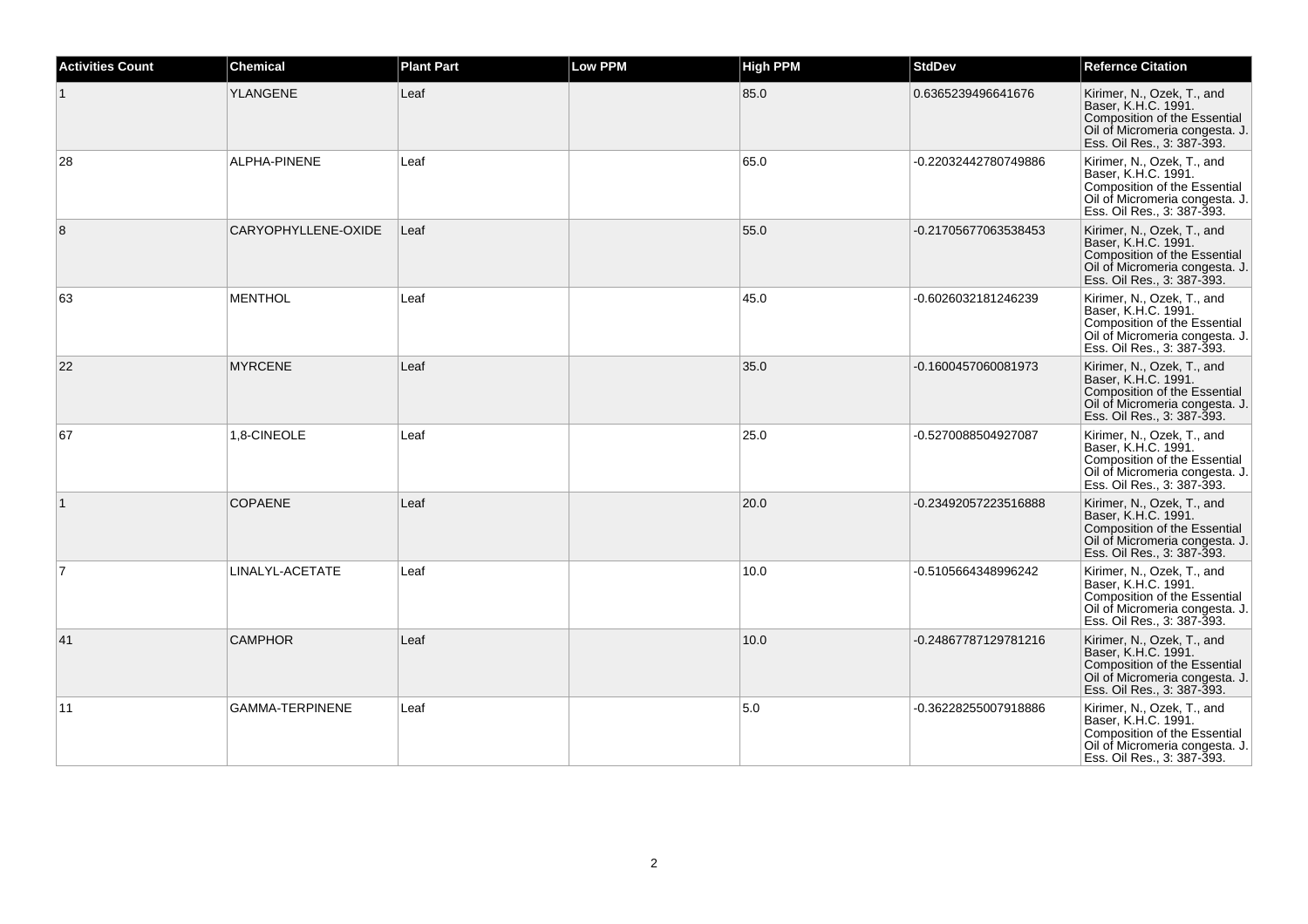| Activities Count | Chemical | Plant Part | Low PPM | High PPM | StdDev | Refernce Citation |
|---|---|---|---|---|---|---|
| 1 | YLANGENE | Leaf | | 85.0 | 0.6365239496641676 | Kirimer, N., Ozek, T., and Baser, K.H.C. 1991. Composition of the Essential Oil of Micromeria congesta. J. Ess. Oil Res., 3: 387-393. |
| 28 | ALPHA-PINENE | Leaf | | 65.0 | -0.22032442780749886 | Kirimer, N., Ozek, T., and Baser, K.H.C. 1991. Composition of the Essential Oil of Micromeria congesta. J. Ess. Oil Res., 3: 387-393. |
| 8 | CARYOPHYLLENE-OXIDE | Leaf | | 55.0 | -0.21705677063538453 | Kirimer, N., Ozek, T., and Baser, K.H.C. 1991. Composition of the Essential Oil of Micromeria congesta. J. Ess. Oil Res., 3: 387-393. |
| 63 | MENTHOL | Leaf | | 45.0 | -0.6026032181246239 | Kirimer, N., Ozek, T., and Baser, K.H.C. 1991. Composition of the Essential Oil of Micromeria congesta. J. Ess. Oil Res., 3: 387-393. |
| 22 | MYRCENE | Leaf | | 35.0 | -0.1600457060081973 | Kirimer, N., Ozek, T., and Baser, K.H.C. 1991. Composition of the Essential Oil of Micromeria congesta. J. Ess. Oil Res., 3: 387-393. |
| 67 | 1,8-CINEOLE | Leaf | | 25.0 | -0.5270088504927087 | Kirimer, N., Ozek, T., and Baser, K.H.C. 1991. Composition of the Essential Oil of Micromeria congesta. J. Ess. Oil Res., 3: 387-393. |
| 1 | COPAENE | Leaf | | 20.0 | -0.23492057223516888 | Kirimer, N., Ozek, T., and Baser, K.H.C. 1991. Composition of the Essential Oil of Micromeria congesta. J. Ess. Oil Res., 3: 387-393. |
| 7 | LINALYL-ACETATE | Leaf | | 10.0 | -0.5105664348996242 | Kirimer, N., Ozek, T., and Baser, K.H.C. 1991. Composition of the Essential Oil of Micromeria congesta. J. Ess. Oil Res., 3: 387-393. |
| 41 | CAMPHOR | Leaf | | 10.0 | -0.24867787129781216 | Kirimer, N., Ozek, T., and Baser, K.H.C. 1991. Composition of the Essential Oil of Micromeria congesta. J. Ess. Oil Res., 3: 387-393. |
| 11 | GAMMA-TERPINENE | Leaf | | 5.0 | -0.36228255007918886 | Kirimer, N., Ozek, T., and Baser, K.H.C. 1991. Composition of the Essential Oil of Micromeria congesta. J. Ess. Oil Res., 3: 387-393. |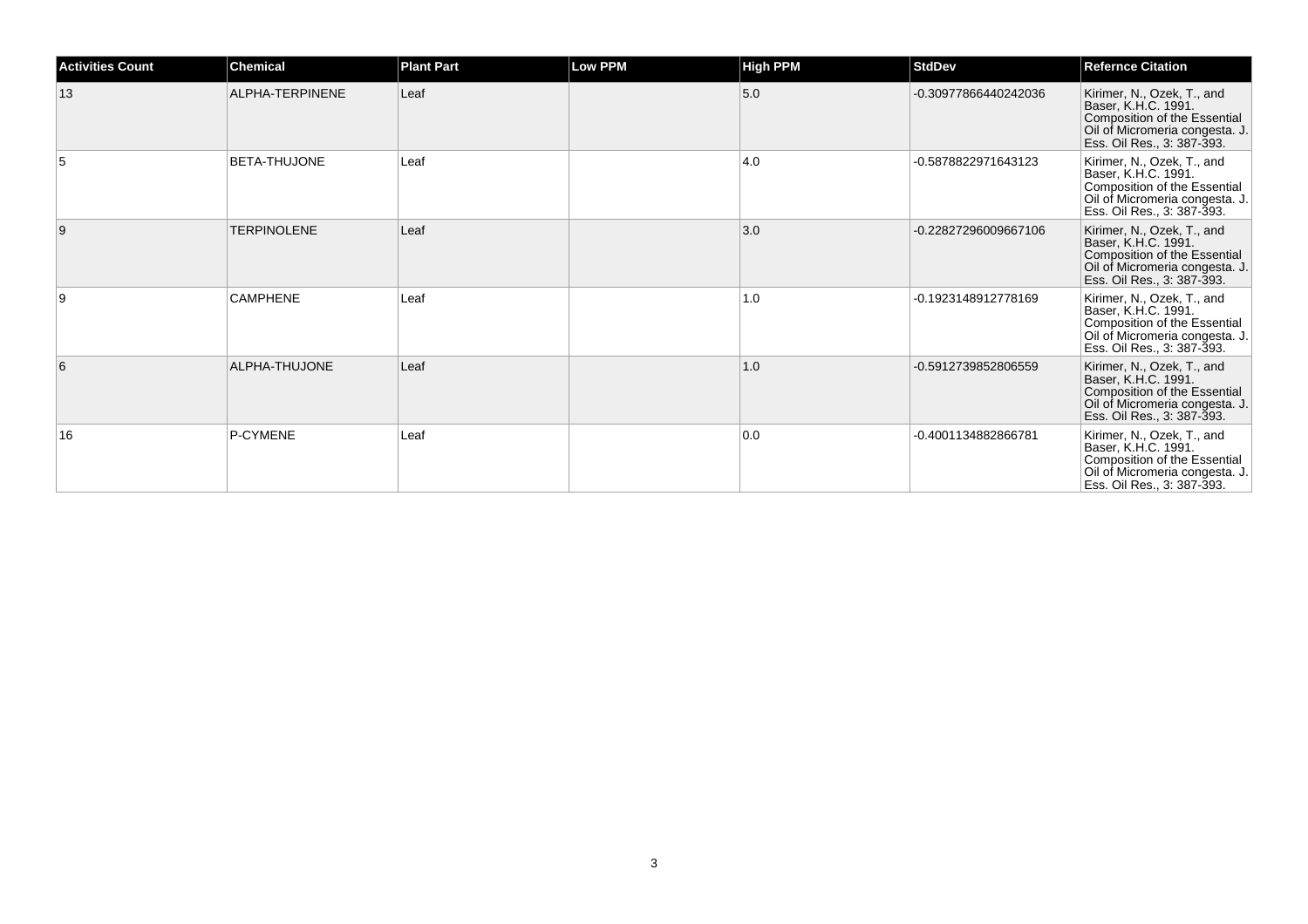| Activities Count | Chemical | Plant Part | Low PPM | High PPM | StdDev | Refernce Citation |
|---|---|---|---|---|---|---|
| 13 | ALPHA-TERPINENE | Leaf | | 5.0 | -0.30977866440242036 | Kirimer, N., Ozek, T., and Baser, K.H.C. 1991. Composition of the Essential Oil of Micromeria congesta. J. Ess. Oil Res., 3: 387-393. |
| 5 | BETA-THUJONE | Leaf | | 4.0 | -0.5878822971643123 | Kirimer, N., Ozek, T., and Baser, K.H.C. 1991. Composition of the Essential Oil of Micromeria congesta. J. Ess. Oil Res., 3: 387-393. |
| 9 | TERPINOLENE | Leaf | | 3.0 | -0.22827296009667106 | Kirimer, N., Ozek, T., and Baser, K.H.C. 1991. Composition of the Essential Oil of Micromeria congesta. J. Ess. Oil Res., 3: 387-393. |
| 9 | CAMPHENE | Leaf | | 1.0 | -0.1923148912778169 | Kirimer, N., Ozek, T., and Baser, K.H.C. 1991. Composition of the Essential Oil of Micromeria congesta. J. Ess. Oil Res., 3: 387-393. |
| 6 | ALPHA-THUJONE | Leaf | | 1.0 | -0.5912739852806559 | Kirimer, N., Ozek, T., and Baser, K.H.C. 1991. Composition of the Essential Oil of Micromeria congesta. J. Ess. Oil Res., 3: 387-393. |
| 16 | P-CYMENE | Leaf | | 0.0 | -0.4001134882866781 | Kirimer, N., Ozek, T., and Baser, K.H.C. 1991. Composition of the Essential Oil of Micromeria congesta. J. Ess. Oil Res., 3: 387-393. |